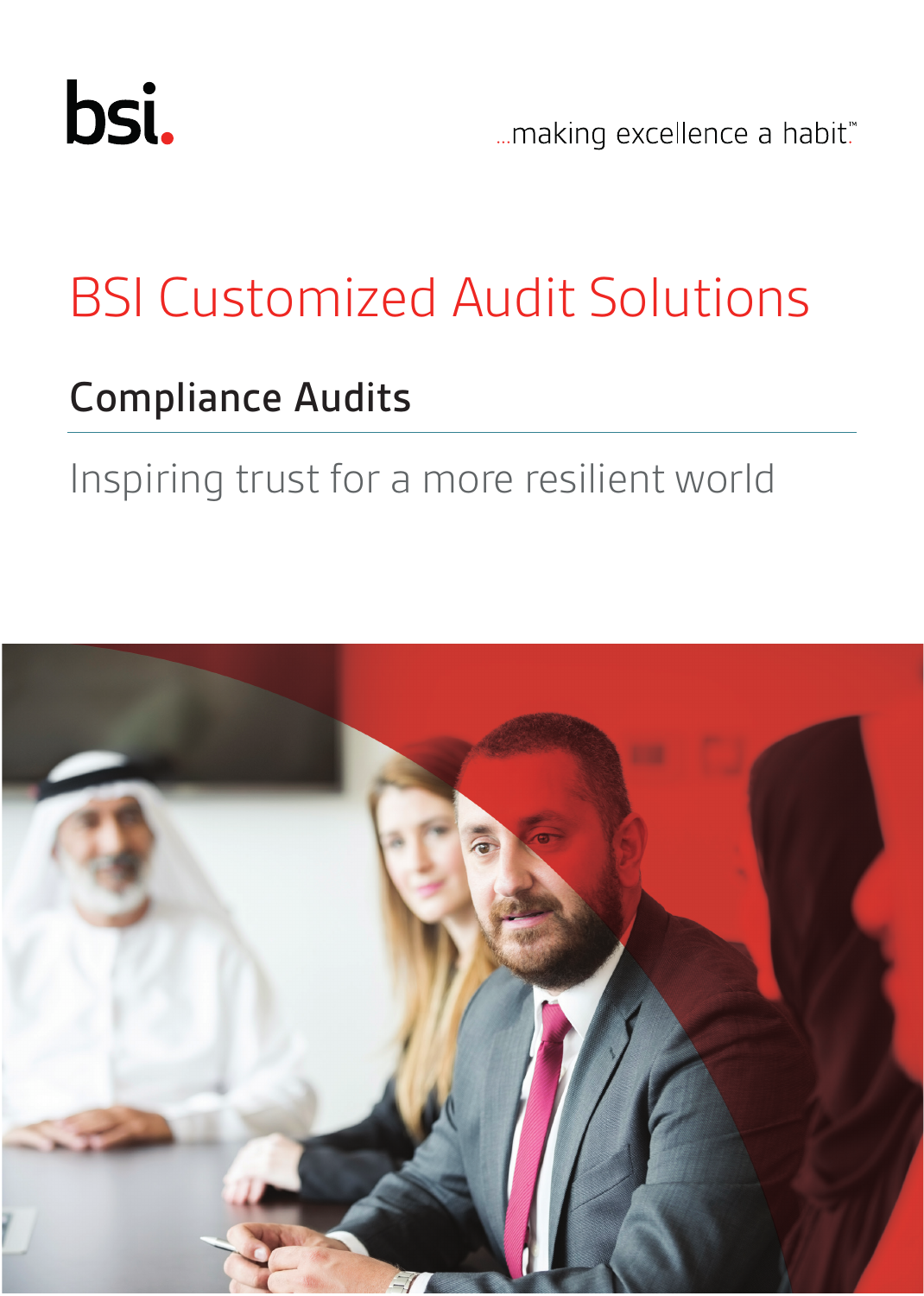bsi.

...making excellence a habit.™

# BSI Customized Audit Solutions

## Compliance Audits

Inspiring trust for a more resilient world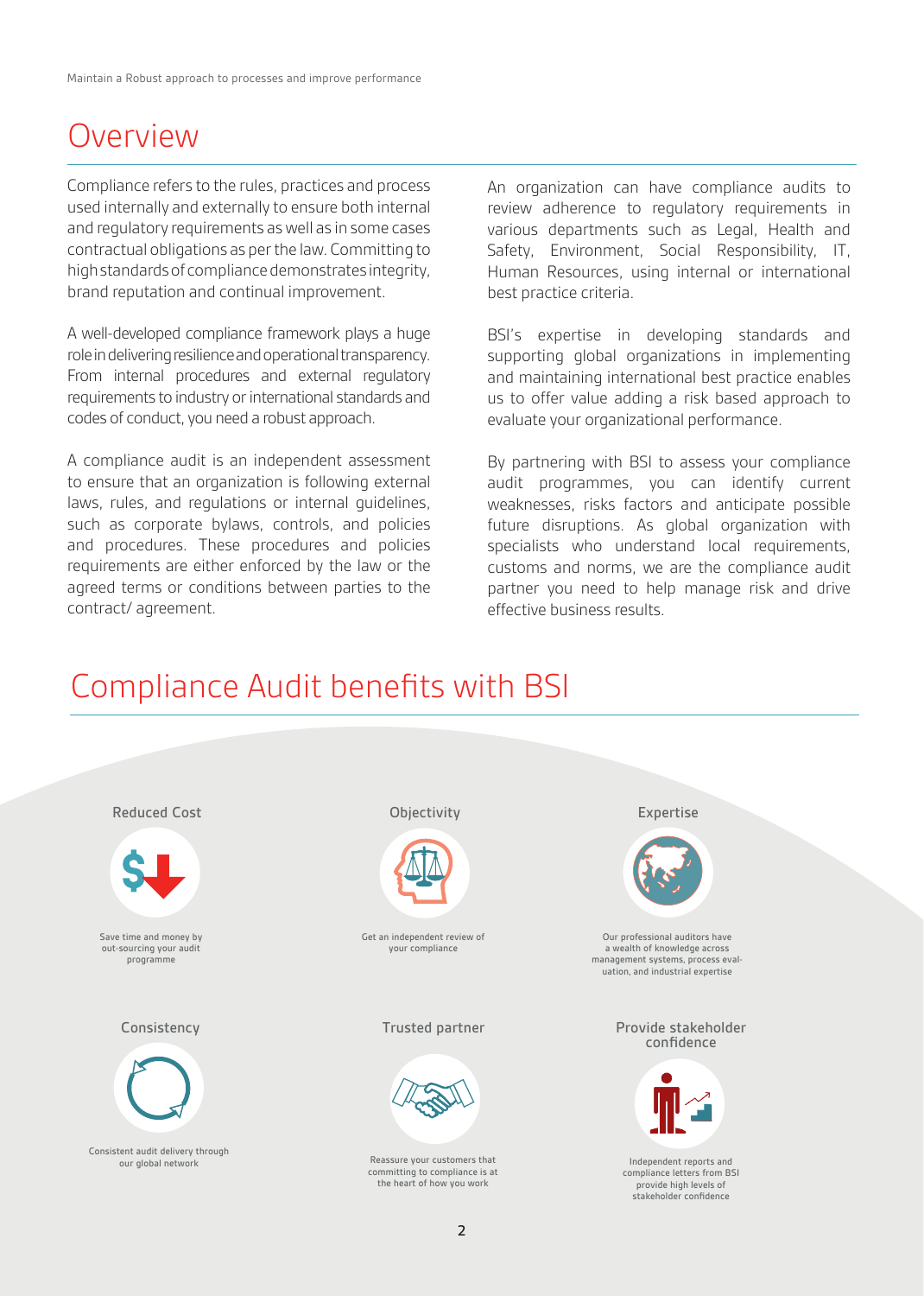# Overview

Compliance refers to the rules, practices and process used internally and externally to ensure both internal and regulatory requirements as well as in some cases contractual obligations as per the law. Committing to high standards of compliance demonstrates integrity, brand reputation and continual improvement.

A well-developed compliance framework plays a huge role in delivering resilience and operational transparency. From internal procedures and external regulatory requirements to industry or international standards and codes of conduct, you need a robust approach.

A compliance audit is an independent assessment to ensure that an organization is following external laws, rules, and regulations or internal guidelines, such as corporate bylaws, controls, and policies and procedures. These procedures and policies requirements are either enforced by the law or the agreed terms or conditions between parties to the contract/ agreement.

An organization can have compliance audits to review adherence to regulatory requirements in various departments such as Legal, Health and Safety, Environment, Social Responsibility, IT, Human Resources, using internal or international best practice criteria.

BSI's expertise in developing standards and supporting global organizations in implementing and maintaining international best practice enables us to offer value adding a risk based approach to evaluate your organizational performance.

By partnering with BSI to assess your compliance audit programmes, you can identify current weaknesses, risks factors and anticipate possible future disruptions. As global organization with specialists who understand local requirements, customs and norms, we are the compliance audit partner you need to help manage risk and drive effective business results.

# Compliance Audit benefits with BSI

### Reduced Cost

Save time and money by out-sourcing your audit programme

### Objectivity

Get an independent review of your compliance

### Expertise

Our professional auditors have a wealth of knowledge across management systems, process evaluation, and industrial expertise

### Consistency

Consistent audit delivery through our global network

### Trusted partner

Reassure your customers that committing to compliance is at the heart of how you work

### Provide stakeholder confidence

Independent reports and compliance letters from BSI provide high levels of stakeholder confidence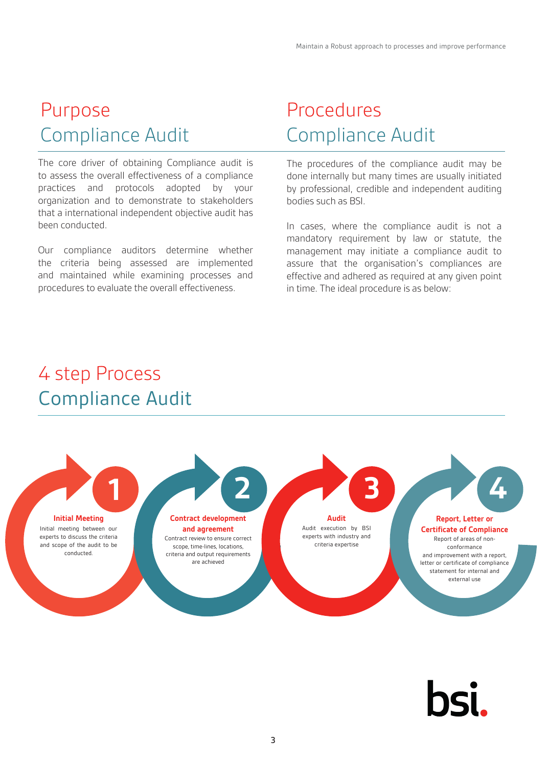## Purpose Compliance Audit

The core driver of obtaining Compliance audit is to assess the overall effectiveness of a compliance practices and protocols adopted by your organization and to demonstrate to stakeholders that a international independent objective audit has been conducted.

Our compliance auditors determine whether the criteria being assessed are implemented and maintained while examining processes and procedures to evaluate the overall effectiveness.

## Procedures Compliance Audit

The procedures of the compliance audit may be done internally but many times are usually initiated by professional, credible and independent auditing bodies such as BSI.

In cases, where the compliance audit is not a mandatory requirement by law or statute, the management may initiate a compliance audit to assure that the organisation's compliances are effective and adhered as required at any given point in time. The ideal procedure is as below:

## 4 step Process Compliance Audit

**1 Initial Meeting**

Initial meeting between our experts to discuss the criteria and scope of the audit to be conducted.

**2 Contract development and agreement**

Contract review to ensure correct scope, time-lines, locations, criteria and output requirements are achieved

**3 Audit**

Audit execution by BSI experts with industry and criteria expertise

**4 Report, Letter or Certificate of Compliance**

Report of areas of non-conformance and improvement with a report, letter or certificate of compliance statement for internal and external use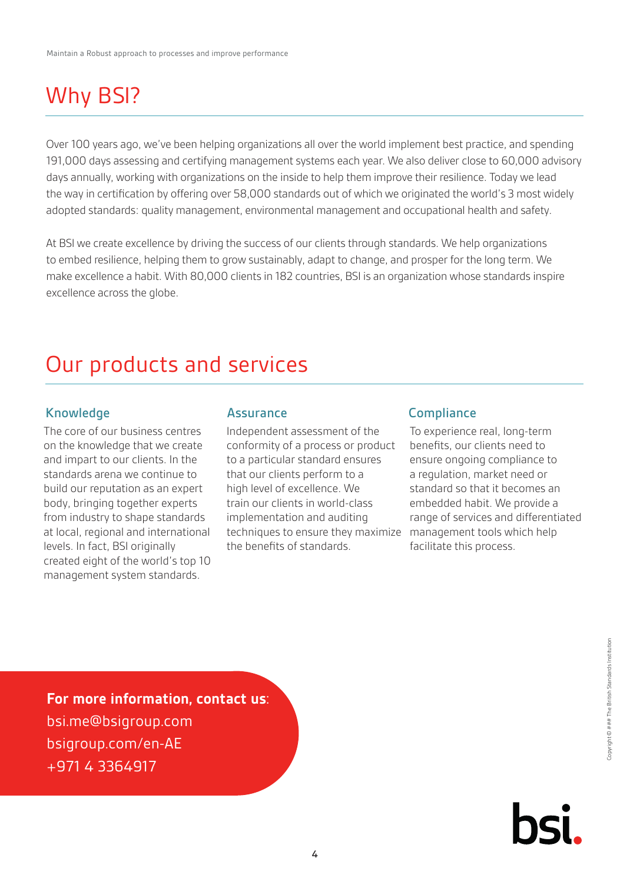# Why BSI?

Over 100 years ago, we've been helping organizations all over the world implement best practice, and spending 191,000 days assessing and certifying management systems each year. We also deliver close to 60,000 advisory days annually, working with organizations on the inside to help them improve their resilience. Today we lead the way in certification by offering over 58,000 standards out of which we originated the world's 3 most widely adopted standards: quality management, environmental management and occupational health and safety.

At BSI we create excellence by driving the success of our clients through standards. We help organizations to embed resilience, helping them to grow sustainably, adapt to change, and prosper for the long term. We make excellence a habit. With 80,000 clients in 182 countries, BSI is an organization whose standards inspire excellence across the globe.

# Our products and services

## Knowledge

The core of our business centres on the knowledge that we create and impart to our clients. In the standards arena we continue to build our reputation as an expert body, bringing together experts from industry to shape standards at local, regional and international levels. In fact, BSI originally created eight of the world's top 10 management system standards.

## Assurance

Independent assessment of the conformity of a process or product to a particular standard ensures that our clients perform to a high level of excellence. We train our clients in world-class implementation and auditing techniques to ensure they maximize the benefits of standards.

## Compliance

To experience real, long-term benefits, our clients need to ensure ongoing compliance to a regulation, market need or standard so that it becomes an embedded habit. We provide a range of services and differentiated management tools which help facilitate this process.

**For more information, contact us**:
bsi.me@bsigroup.com
bsigroup.com/en-AE
+971 4 3364917

Copyright © ### The British Standards Institution

bsi.